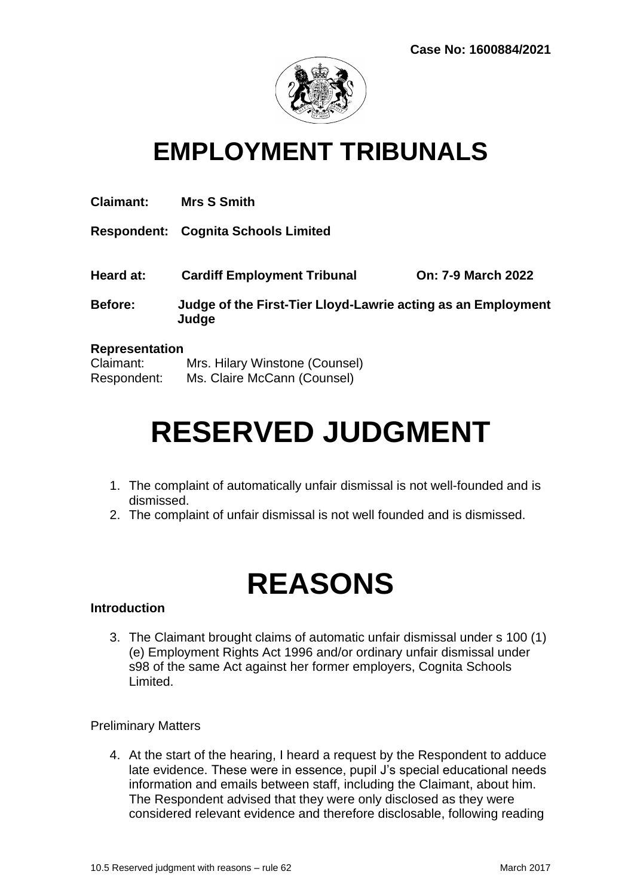**Case No: 1600884/2021**

# EMPLOYMENT TRIBUNALS

**Claimant:** **Mrs S Smith**

**Respondent:** **Cognita Schools Limited**

**Heard at:** **Cardiff Employment Tribunal** **On: 7-9 March 2022**

**Before:** **Judge of the First-Tier Lloyd-Lawrie acting as an Employment Judge**

**Representation**
Claimant: Mrs. Hilary Winstone (Counsel)
Respondent: Ms. Claire McCann (Counsel)

# RESERVED JUDGMENT

1. The complaint of automatically unfair dismissal is not well-founded and is dismissed.
2. The complaint of unfair dismissal is not well founded and is dismissed.

# REASONS

**Introduction**

3. The Claimant brought claims of automatic unfair dismissal under s 100 (1) (e) Employment Rights Act 1996 and/or ordinary unfair dismissal under s98 of the same Act against her former employers, Cognita Schools Limited.

Preliminary Matters

4. At the start of the hearing, I heard a request by the Respondent to adduce late evidence. These were in essence, pupil J's special educational needs information and emails between staff, including the Claimant, about him. The Respondent advised that they were only disclosed as they were considered relevant evidence and therefore disclosable, following reading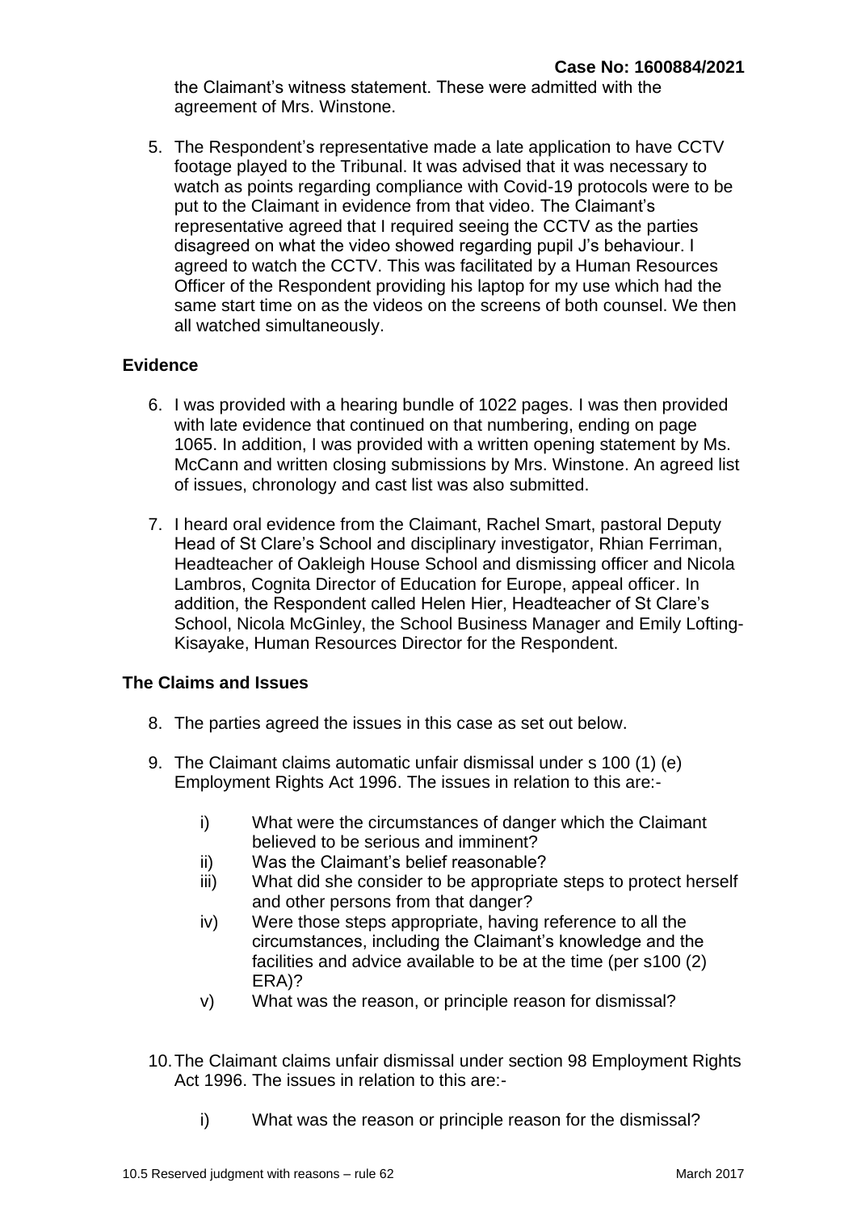the Claimant's witness statement. These were admitted with the agreement of Mrs. Winstone.

5. The Respondent's representative made a late application to have CCTV footage played to the Tribunal. It was advised that it was necessary to watch as points regarding compliance with Covid-19 protocols were to be put to the Claimant in evidence from that video. The Claimant's representative agreed that I required seeing the CCTV as the parties disagreed on what the video showed regarding pupil J's behaviour. I agreed to watch the CCTV. This was facilitated by a Human Resources Officer of the Respondent providing his laptop for my use which had the same start time on as the videos on the screens of both counsel. We then all watched simultaneously.

## Evidence

6. I was provided with a hearing bundle of 1022 pages. I was then provided with late evidence that continued on that numbering, ending on page 1065. In addition, I was provided with a written opening statement by Ms. McCann and written closing submissions by Mrs. Winstone. An agreed list of issues, chronology and cast list was also submitted.

7. I heard oral evidence from the Claimant, Rachel Smart, pastoral Deputy Head of St Clare's School and disciplinary investigator, Rhian Ferriman, Headteacher of Oakleigh House School and dismissing officer and Nicola Lambros, Cognita Director of Education for Europe, appeal officer. In addition, the Respondent called Helen Hier, Headteacher of St Clare's School, Nicola McGinley, the School Business Manager and Emily Lofting-Kisayake, Human Resources Director for the Respondent.

## The Claims and Issues

8. The parties agreed the issues in this case as set out below.

9. The Claimant claims automatic unfair dismissal under s 100 (1) (e) Employment Rights Act 1996. The issues in relation to this are:-

    i) What were the circumstances of danger which the Claimant believed to be serious and imminent?
    ii) Was the Claimant's belief reasonable?
    iii) What did she consider to be appropriate steps to protect herself and other persons from that danger?
    iv) Were those steps appropriate, having reference to all the circumstances, including the Claimant's knowledge and the facilities and advice available to be at the time (per s100 (2) ERA)?
    v) What was the reason, or principle reason for dismissal?

10. The Claimant claims unfair dismissal under section 98 Employment Rights Act 1996. The issues in relation to this are:-

    i) What was the reason or principle reason for the dismissal?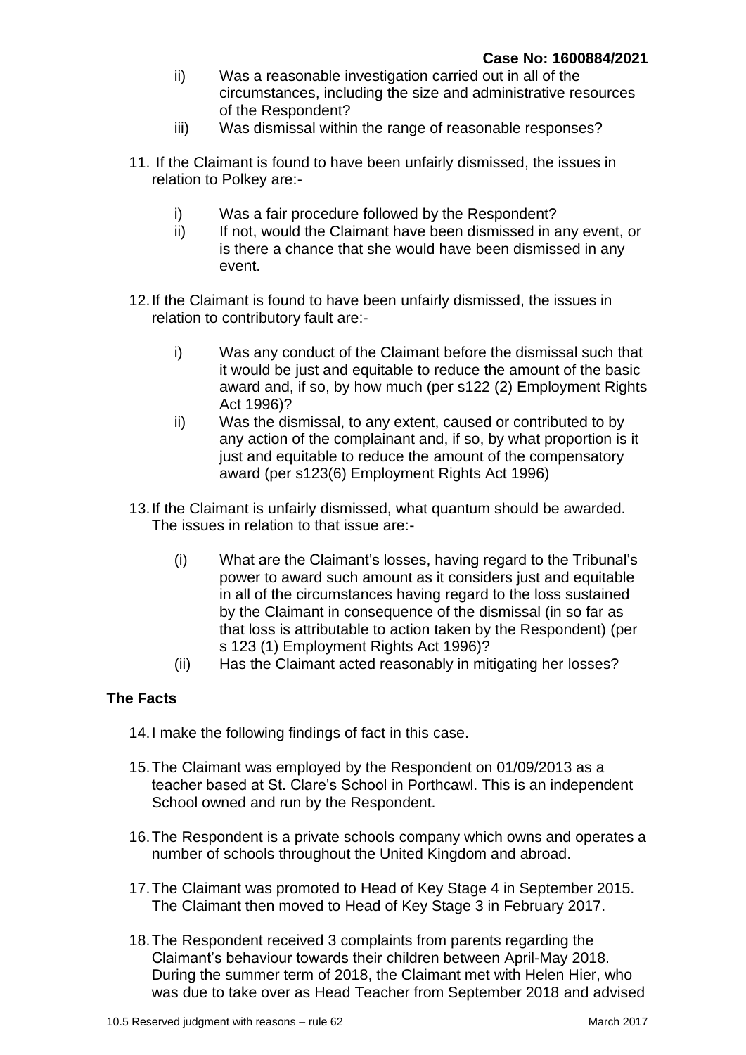ii) Was a reasonable investigation carried out in all of the circumstances, including the size and administrative resources of the Respondent?

iii) Was dismissal within the range of reasonable responses?

11. If the Claimant is found to have been unfairly dismissed, the issues in relation to Polkey are:-

    i) Was a fair procedure followed by the Respondent?

    ii) If not, would the Claimant have been dismissed in any event, or is there a chance that she would have been dismissed in any event.

12. If the Claimant is found to have been unfairly dismissed, the issues in relation to contributory fault are:-

    i) Was any conduct of the Claimant before the dismissal such that it would be just and equitable to reduce the amount of the basic award and, if so, by how much (per s122 (2) Employment Rights Act 1996)?

    ii) Was the dismissal, to any extent, caused or contributed to by any action of the complainant and, if so, by what proportion is it just and equitable to reduce the amount of the compensatory award (per s123(6) Employment Rights Act 1996)

13. If the Claimant is unfairly dismissed, what quantum should be awarded. The issues in relation to that issue are:-

    (i) What are the Claimant's losses, having regard to the Tribunal's power to award such amount as it considers just and equitable in all of the circumstances having regard to the loss sustained by the Claimant in consequence of the dismissal (in so far as that loss is attributable to action taken by the Respondent) (per s 123 (1) Employment Rights Act 1996)?

    (ii) Has the Claimant acted reasonably in mitigating her losses?

## The Facts

14. I make the following findings of fact in this case.

15. The Claimant was employed by the Respondent on 01/09/2013 as a teacher based at St. Clare's School in Porthcawl. This is an independent School owned and run by the Respondent.

16. The Respondent is a private schools company which owns and operates a number of schools throughout the United Kingdom and abroad.

17. The Claimant was promoted to Head of Key Stage 4 in September 2015. The Claimant then moved to Head of Key Stage 3 in February 2017.

18. The Respondent received 3 complaints from parents regarding the Claimant's behaviour towards their children between April-May 2018. During the summer term of 2018, the Claimant met with Helen Hier, who was due to take over as Head Teacher from September 2018 and advised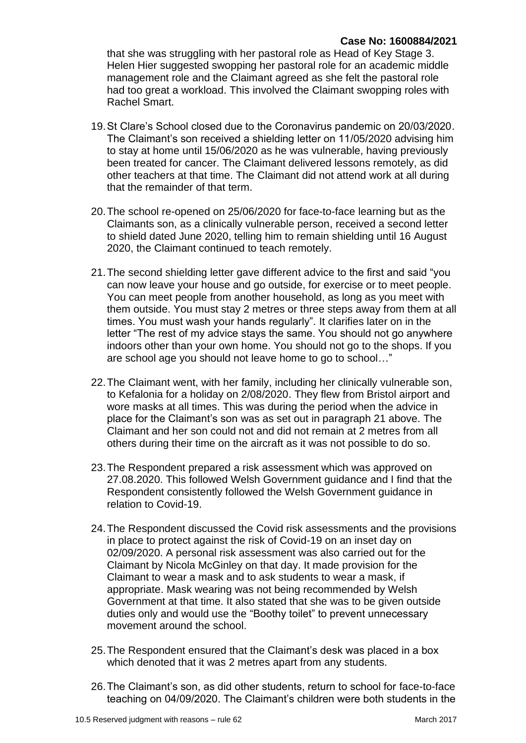that she was struggling with her pastoral role as Head of Key Stage 3. Helen Hier suggested swopping her pastoral role for an academic middle management role and the Claimant agreed as she felt the pastoral role had too great a workload. This involved the Claimant swopping roles with Rachel Smart.

19. St Clare's School closed due to the Coronavirus pandemic on 20/03/2020. The Claimant's son received a shielding letter on 11/05/2020 advising him to stay at home until 15/06/2020 as he was vulnerable, having previously been treated for cancer. The Claimant delivered lessons remotely, as did other teachers at that time. The Claimant did not attend work at all during that the remainder of that term.

20. The school re-opened on 25/06/2020 for face-to-face learning but as the Claimants son, as a clinically vulnerable person, received a second letter to shield dated June 2020, telling him to remain shielding until 16 August 2020, the Claimant continued to teach remotely.

21. The second shielding letter gave different advice to the first and said "you can now leave your house and go outside, for exercise or to meet people. You can meet people from another household, as long as you meet with them outside. You must stay 2 metres or three steps away from them at all times. You must wash your hands regularly". It clarifies later on in the letter "The rest of my advice stays the same. You should not go anywhere indoors other than your own home. You should not go to the shops. If you are school age you should not leave home to go to school…"

22. The Claimant went, with her family, including her clinically vulnerable son, to Kefalonia for a holiday on 2/08/2020. They flew from Bristol airport and wore masks at all times. This was during the period when the advice in place for the Claimant's son was as set out in paragraph 21 above. The Claimant and her son could not and did not remain at 2 metres from all others during their time on the aircraft as it was not possible to do so.

23. The Respondent prepared a risk assessment which was approved on 27.08.2020. This followed Welsh Government guidance and I find that the Respondent consistently followed the Welsh Government guidance in relation to Covid-19.

24. The Respondent discussed the Covid risk assessments and the provisions in place to protect against the risk of Covid-19 on an inset day on 02/09/2020. A personal risk assessment was also carried out for the Claimant by Nicola McGinley on that day. It made provision for the Claimant to wear a mask and to ask students to wear a mask, if appropriate. Mask wearing was not being recommended by Welsh Government at that time. It also stated that she was to be given outside duties only and would use the "Boothy toilet" to prevent unnecessary movement around the school.

25. The Respondent ensured that the Claimant's desk was placed in a box which denoted that it was 2 metres apart from any students.

26. The Claimant's son, as did other students, return to school for face-to-face teaching on 04/09/2020. The Claimant's children were both students in the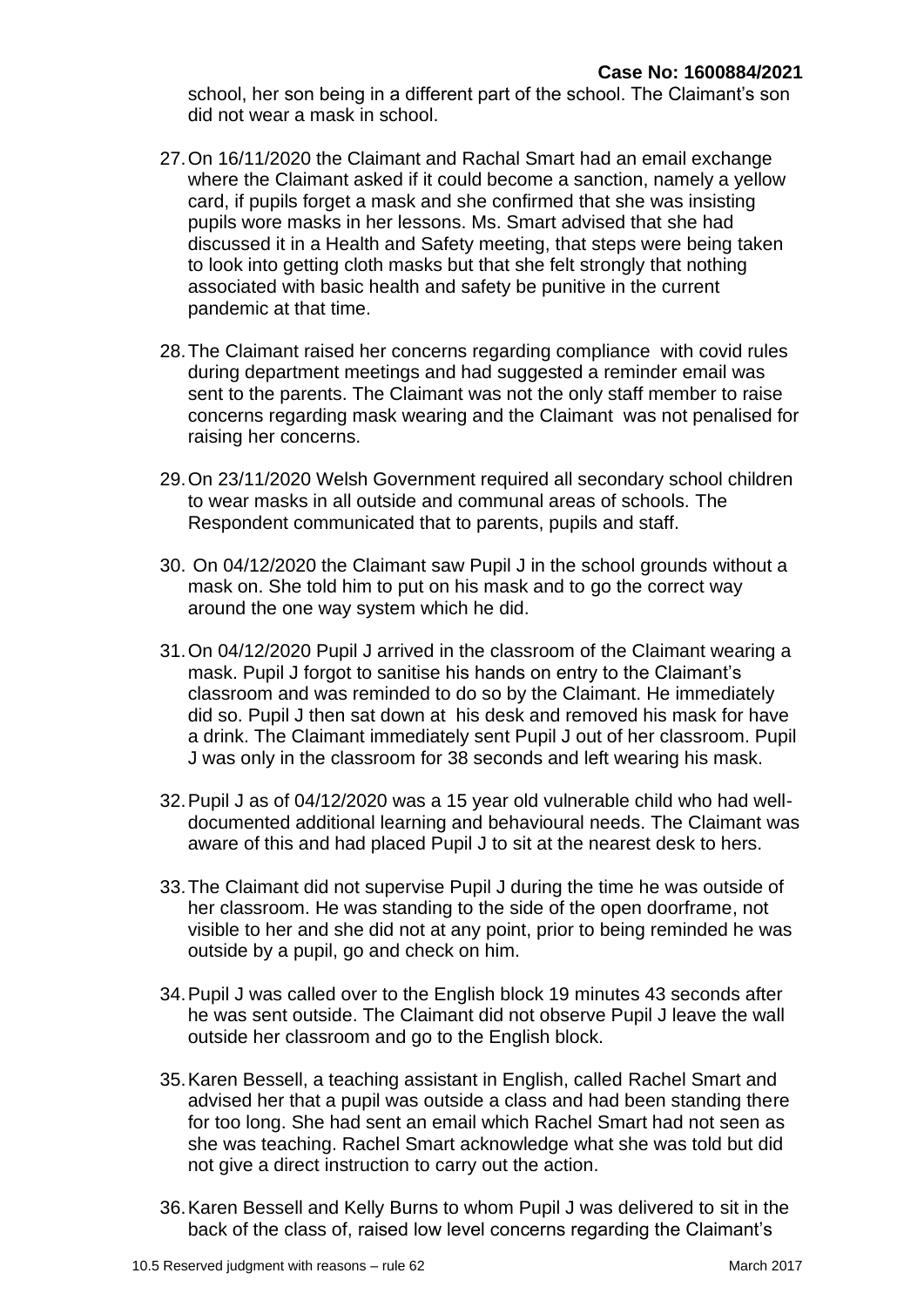school, her son being in a different part of the school. The Claimant's son did not wear a mask in school.

27. On 16/11/2020 the Claimant and Rachal Smart had an email exchange where the Claimant asked if it could become a sanction, namely a yellow card, if pupils forget a mask and she confirmed that she was insisting pupils wore masks in her lessons. Ms. Smart advised that she had discussed it in a Health and Safety meeting, that steps were being taken to look into getting cloth masks but that she felt strongly that nothing associated with basic health and safety be punitive in the current pandemic at that time.

28. The Claimant raised her concerns regarding compliance with covid rules during department meetings and had suggested a reminder email was sent to the parents. The Claimant was not the only staff member to raise concerns regarding mask wearing and the Claimant was not penalised for raising her concerns.

29. On 23/11/2020 Welsh Government required all secondary school children to wear masks in all outside and communal areas of schools. The Respondent communicated that to parents, pupils and staff.

30. On 04/12/2020 the Claimant saw Pupil J in the school grounds without a mask on. She told him to put on his mask and to go the correct way around the one way system which he did.

31. On 04/12/2020 Pupil J arrived in the classroom of the Claimant wearing a mask. Pupil J forgot to sanitise his hands on entry to the Claimant's classroom and was reminded to do so by the Claimant. He immediately did so. Pupil J then sat down at his desk and removed his mask for have a drink. The Claimant immediately sent Pupil J out of her classroom. Pupil J was only in the classroom for 38 seconds and left wearing his mask.

32. Pupil J as of 04/12/2020 was a 15 year old vulnerable child who had well-documented additional learning and behavioural needs. The Claimant was aware of this and had placed Pupil J to sit at the nearest desk to hers.

33. The Claimant did not supervise Pupil J during the time he was outside of her classroom. He was standing to the side of the open doorframe, not visible to her and she did not at any point, prior to being reminded he was outside by a pupil, go and check on him.

34. Pupil J was called over to the English block 19 minutes 43 seconds after he was sent outside. The Claimant did not observe Pupil J leave the wall outside her classroom and go to the English block.

35. Karen Bessell, a teaching assistant in English, called Rachel Smart and advised her that a pupil was outside a class and had been standing there for too long. She had sent an email which Rachel Smart had not seen as she was teaching. Rachel Smart acknowledge what she was told but did not give a direct instruction to carry out the action.

36. Karen Bessell and Kelly Burns to whom Pupil J was delivered to sit in the back of the class of, raised low level concerns regarding the Claimant's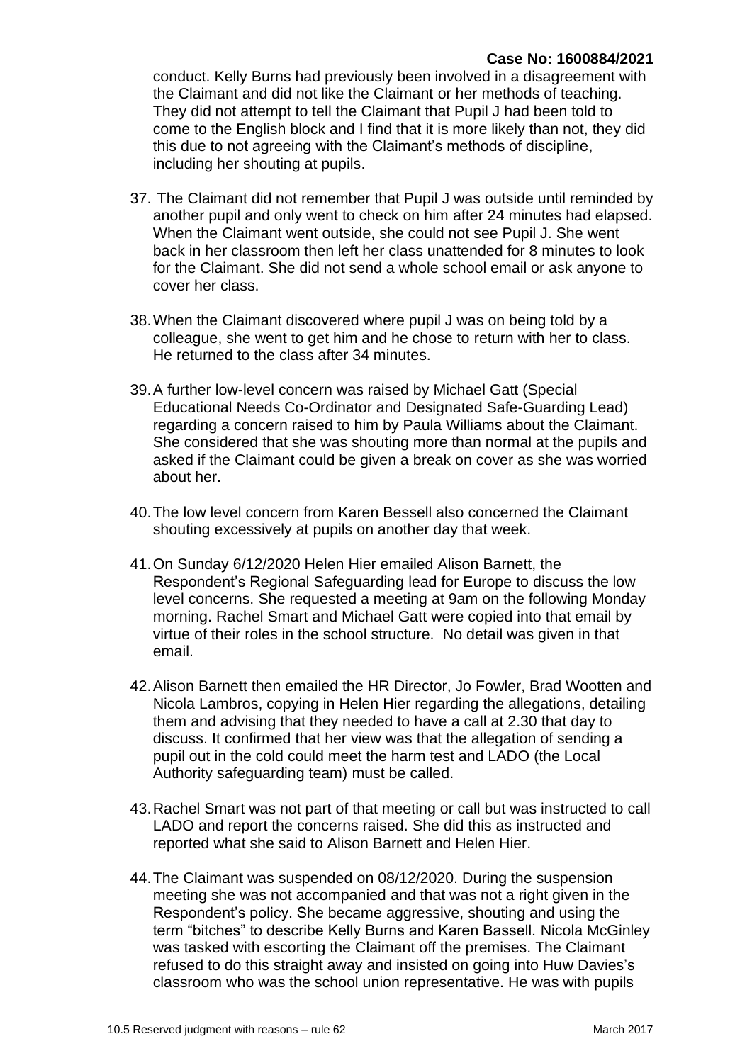conduct. Kelly Burns had previously been involved in a disagreement with the Claimant and did not like the Claimant or her methods of teaching. They did not attempt to tell the Claimant that Pupil J had been told to come to the English block and I find that it is more likely than not, they did this due to not agreeing with the Claimant's methods of discipline, including her shouting at pupils.

37. The Claimant did not remember that Pupil J was outside until reminded by another pupil and only went to check on him after 24 minutes had elapsed. When the Claimant went outside, she could not see Pupil J. She went back in her classroom then left her class unattended for 8 minutes to look for the Claimant. She did not send a whole school email or ask anyone to cover her class.

38. When the Claimant discovered where pupil J was on being told by a colleague, she went to get him and he chose to return with her to class. He returned to the class after 34 minutes.

39. A further low-level concern was raised by Michael Gatt (Special Educational Needs Co-Ordinator and Designated Safe-Guarding Lead) regarding a concern raised to him by Paula Williams about the Claimant. She considered that she was shouting more than normal at the pupils and asked if the Claimant could be given a break on cover as she was worried about her.

40. The low level concern from Karen Bessell also concerned the Claimant shouting excessively at pupils on another day that week.

41. On Sunday 6/12/2020 Helen Hier emailed Alison Barnett, the Respondent's Regional Safeguarding lead for Europe to discuss the low level concerns. She requested a meeting at 9am on the following Monday morning. Rachel Smart and Michael Gatt were copied into that email by virtue of their roles in the school structure. No detail was given in that email.

42. Alison Barnett then emailed the HR Director, Jo Fowler, Brad Wootten and Nicola Lambros, copying in Helen Hier regarding the allegations, detailing them and advising that they needed to have a call at 2.30 that day to discuss. It confirmed that her view was that the allegation of sending a pupil out in the cold could meet the harm test and LADO (the Local Authority safeguarding team) must be called.

43. Rachel Smart was not part of that meeting or call but was instructed to call LADO and report the concerns raised. She did this as instructed and reported what she said to Alison Barnett and Helen Hier.

44. The Claimant was suspended on 08/12/2020. During the suspension meeting she was not accompanied and that was not a right given in the Respondent's policy. She became aggressive, shouting and using the term "bitches" to describe Kelly Burns and Karen Bassell. Nicola McGinley was tasked with escorting the Claimant off the premises. The Claimant refused to do this straight away and insisted on going into Huw Davies's classroom who was the school union representative. He was with pupils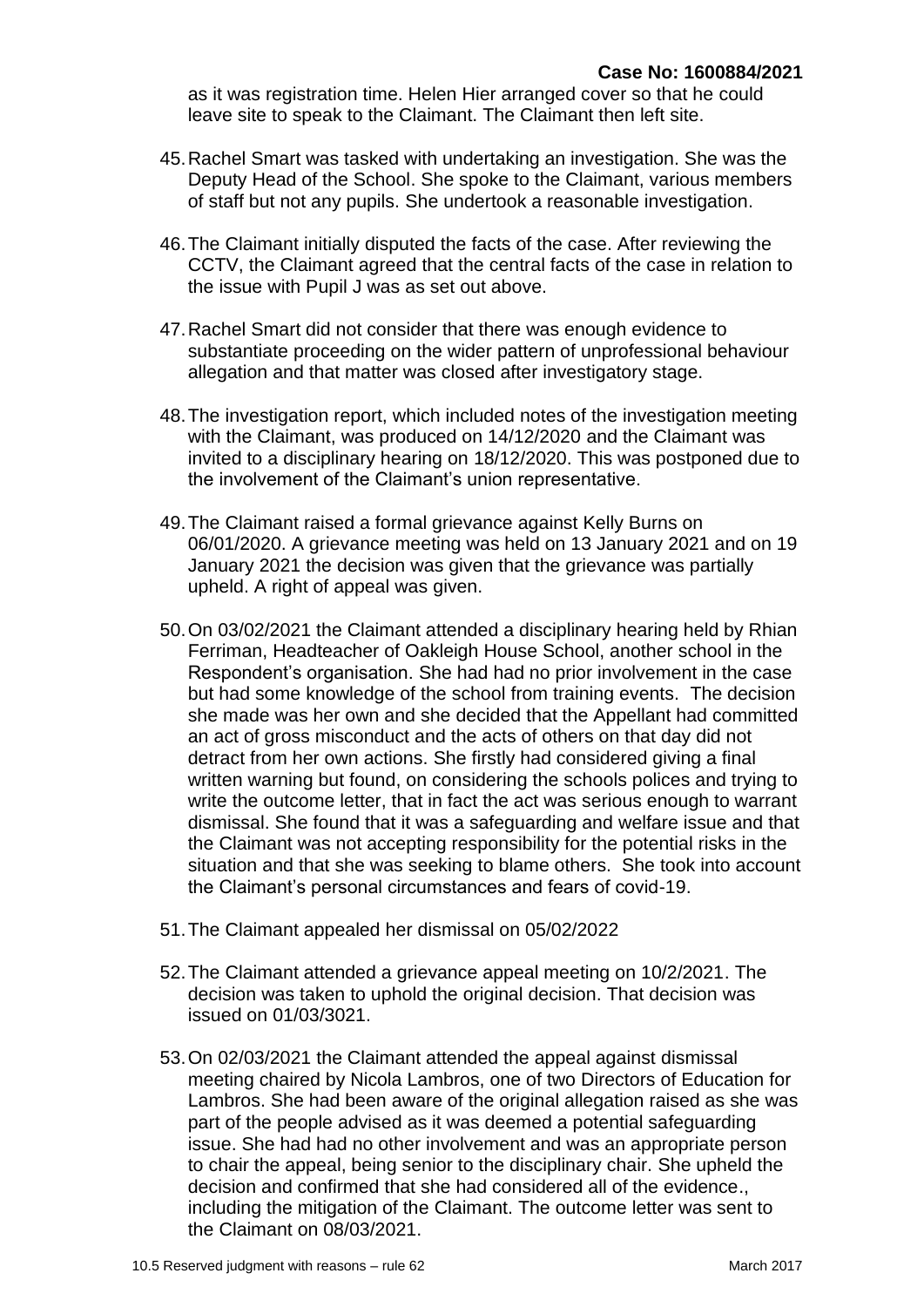as it was registration time. Helen Hier arranged cover so that he could leave site to speak to the Claimant. The Claimant then left site.

45. Rachel Smart was tasked with undertaking an investigation. She was the Deputy Head of the School. She spoke to the Claimant, various members of staff but not any pupils. She undertook a reasonable investigation.

46. The Claimant initially disputed the facts of the case. After reviewing the CCTV, the Claimant agreed that the central facts of the case in relation to the issue with Pupil J was as set out above.

47. Rachel Smart did not consider that there was enough evidence to substantiate proceeding on the wider pattern of unprofessional behaviour allegation and that matter was closed after investigatory stage.

48. The investigation report, which included notes of the investigation meeting with the Claimant, was produced on 14/12/2020 and the Claimant was invited to a disciplinary hearing on 18/12/2020. This was postponed due to the involvement of the Claimant's union representative.

49. The Claimant raised a formal grievance against Kelly Burns on 06/01/2020. A grievance meeting was held on 13 January 2021 and on 19 January 2021 the decision was given that the grievance was partially upheld. A right of appeal was given.

50. On 03/02/2021 the Claimant attended a disciplinary hearing held by Rhian Ferriman, Headteacher of Oakleigh House School, another school in the Respondent's organisation. She had had no prior involvement in the case but had some knowledge of the school from training events. The decision she made was her own and she decided that the Appellant had committed an act of gross misconduct and the acts of others on that day did not detract from her own actions. She firstly had considered giving a final written warning but found, on considering the schools polices and trying to write the outcome letter, that in fact the act was serious enough to warrant dismissal. She found that it was a safeguarding and welfare issue and that the Claimant was not accepting responsibility for the potential risks in the situation and that she was seeking to blame others. She took into account the Claimant's personal circumstances and fears of covid-19.

51. The Claimant appealed her dismissal on 05/02/2022

52. The Claimant attended a grievance appeal meeting on 10/2/2021. The decision was taken to uphold the original decision. That decision was issued on 01/03/3021.

53. On 02/03/2021 the Claimant attended the appeal against dismissal meeting chaired by Nicola Lambros, one of two Directors of Education for Lambros. She had been aware of the original allegation raised as she was part of the people advised as it was deemed a potential safeguarding issue. She had had no other involvement and was an appropriate person to chair the appeal, being senior to the disciplinary chair. She upheld the decision and confirmed that she had considered all of the evidence., including the mitigation of the Claimant. The outcome letter was sent to the Claimant on 08/03/2021.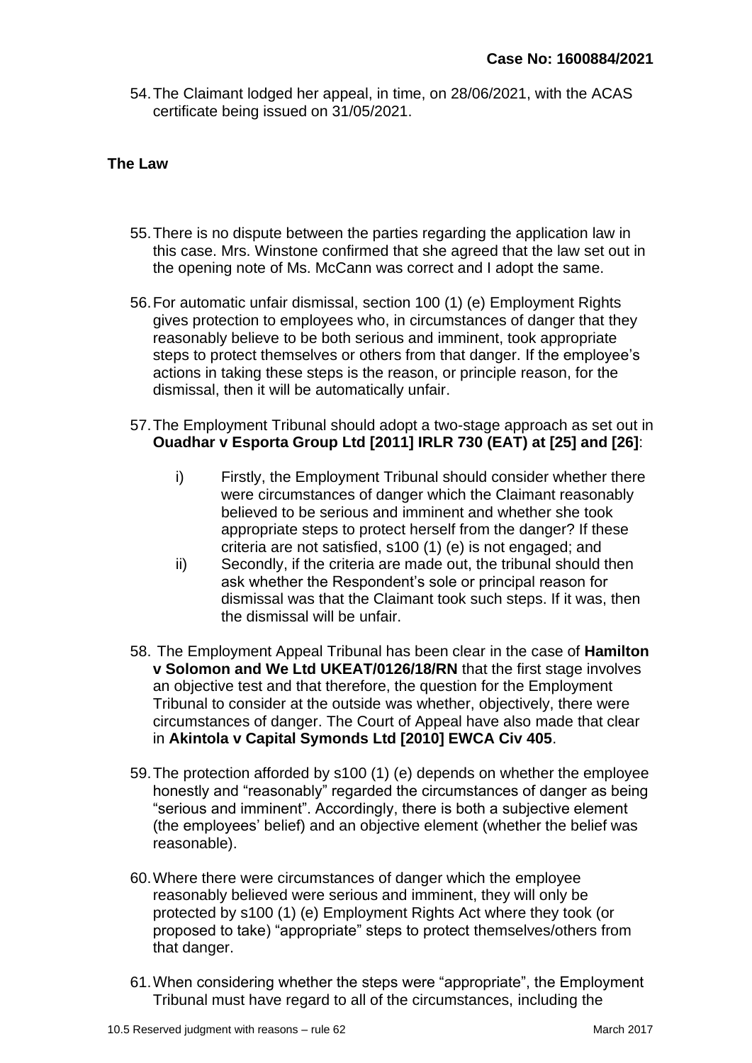54. The Claimant lodged her appeal, in time, on 28/06/2021, with the ACAS certificate being issued on 31/05/2021.

## The Law

55. There is no dispute between the parties regarding the application law in this case. Mrs. Winstone confirmed that she agreed that the law set out in the opening note of Ms. McCann was correct and I adopt the same.

56. For automatic unfair dismissal, section 100 (1) (e) Employment Rights gives protection to employees who, in circumstances of danger that they reasonably believe to be both serious and imminent, took appropriate steps to protect themselves or others from that danger. If the employee's actions in taking these steps is the reason, or principle reason, for the dismissal, then it will be automatically unfair.

57. The Employment Tribunal should adopt a two-stage approach as set out in **Ouadhar v Esporta Group Ltd [2011] IRLR 730 (EAT) at [25] and [26]**:

    i) Firstly, the Employment Tribunal should consider whether there were circumstances of danger which the Claimant reasonably believed to be serious and imminent and whether she took appropriate steps to protect herself from the danger? If these criteria are not satisfied, s100 (1) (e) is not engaged; and

    ii) Secondly, if the criteria are made out, the tribunal should then ask whether the Respondent's sole or principal reason for dismissal was that the Claimant took such steps. If it was, then the dismissal will be unfair.

58. The Employment Appeal Tribunal has been clear in the case of **Hamilton v Solomon and We Ltd UKEAT/0126/18/RN** that the first stage involves an objective test and that therefore, the question for the Employment Tribunal to consider at the outside was whether, objectively, there were circumstances of danger. The Court of Appeal have also made that clear in **Akintola v Capital Symonds Ltd [2010] EWCA Civ 405**.

59. The protection afforded by s100 (1) (e) depends on whether the employee honestly and "reasonably" regarded the circumstances of danger as being "serious and imminent". Accordingly, there is both a subjective element (the employees' belief) and an objective element (whether the belief was reasonable).

60. Where there were circumstances of danger which the employee reasonably believed were serious and imminent, they will only be protected by s100 (1) (e) Employment Rights Act where they took (or proposed to take) "appropriate" steps to protect themselves/others from that danger.

61. When considering whether the steps were "appropriate", the Employment Tribunal must have regard to all of the circumstances, including the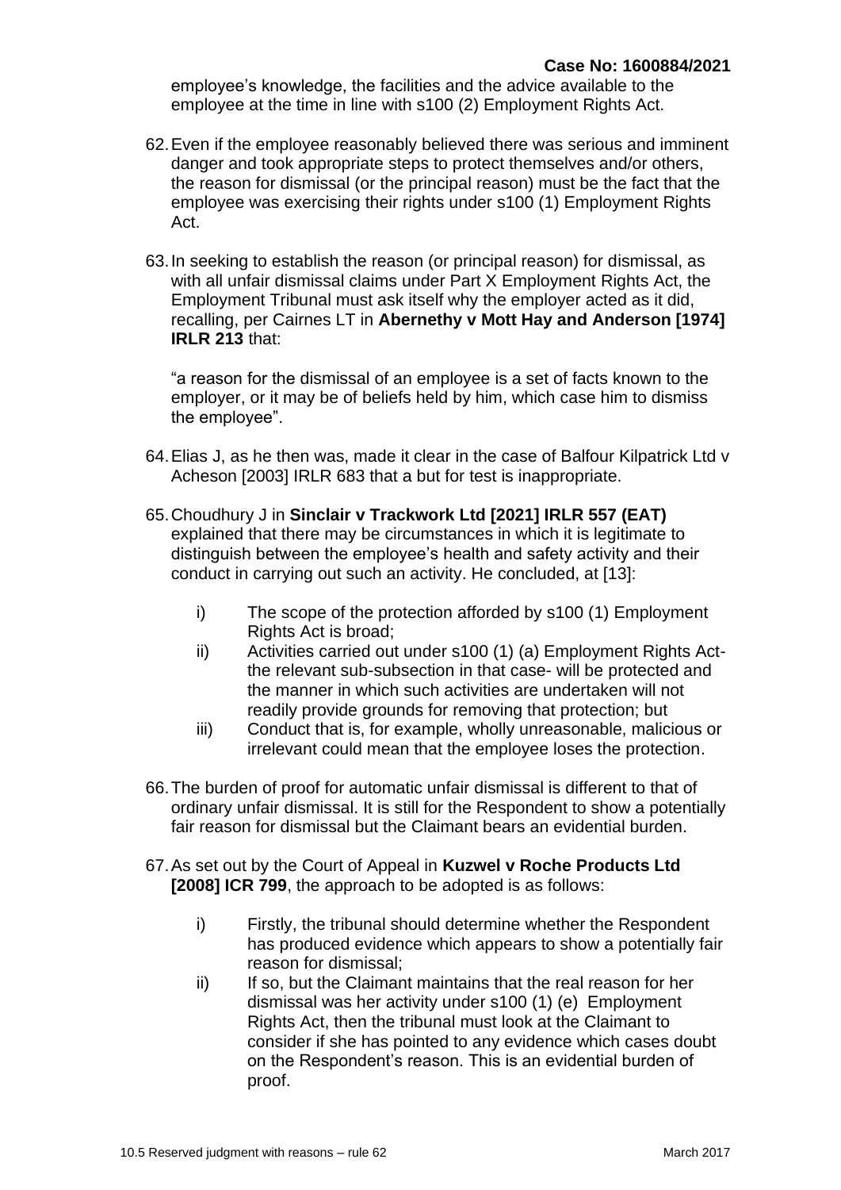employee's knowledge, the facilities and the advice available to the employee at the time in line with s100 (2) Employment Rights Act.

62. Even if the employee reasonably believed there was serious and imminent danger and took appropriate steps to protect themselves and/or others, the reason for dismissal (or the principal reason) must be the fact that the employee was exercising their rights under s100 (1) Employment Rights Act.

63. In seeking to establish the reason (or principal reason) for dismissal, as with all unfair dismissal claims under Part X Employment Rights Act, the Employment Tribunal must ask itself why the employer acted as it did, recalling, per Cairnes LT in **Abernethy v Mott Hay and Anderson [1974] IRLR 213** that:

   "a reason for the dismissal of an employee is a set of facts known to the employer, or it may be of beliefs held by him, which case him to dismiss the employee".

64. Elias J, as he then was, made it clear in the case of Balfour Kilpatrick Ltd v Acheson [2003] IRLR 683 that a but for test is inappropriate.

65. Choudhury J in **Sinclair v Trackwork Ltd [2021] IRLR 557 (EAT)** explained that there may be circumstances in which it is legitimate to distinguish between the employee's health and safety activity and their conduct in carrying out such an activity. He concluded, at [13]:

   i) The scope of the protection afforded by s100 (1) Employment Rights Act is broad;
   ii) Activities carried out under s100 (1) (a) Employment Rights Act- the relevant sub-subsection in that case- will be protected and the manner in which such activities are undertaken will not readily provide grounds for removing that protection; but
   iii) Conduct that is, for example, wholly unreasonable, malicious or irrelevant could mean that the employee loses the protection.

66. The burden of proof for automatic unfair dismissal is different to that of ordinary unfair dismissal. It is still for the Respondent to show a potentially fair reason for dismissal but the Claimant bears an evidential burden.

67. As set out by the Court of Appeal in **Kuzwel v Roche Products Ltd [2008] ICR 799**, the approach to be adopted is as follows:

   i) Firstly, the tribunal should determine whether the Respondent has produced evidence which appears to show a potentially fair reason for dismissal;
   ii) If so, but the Claimant maintains that the real reason for her dismissal was her activity under s100 (1) (e) Employment Rights Act, then the tribunal must look at the Claimant to consider if she has pointed to any evidence which cases doubt on the Respondent's reason. This is an evidential burden of proof.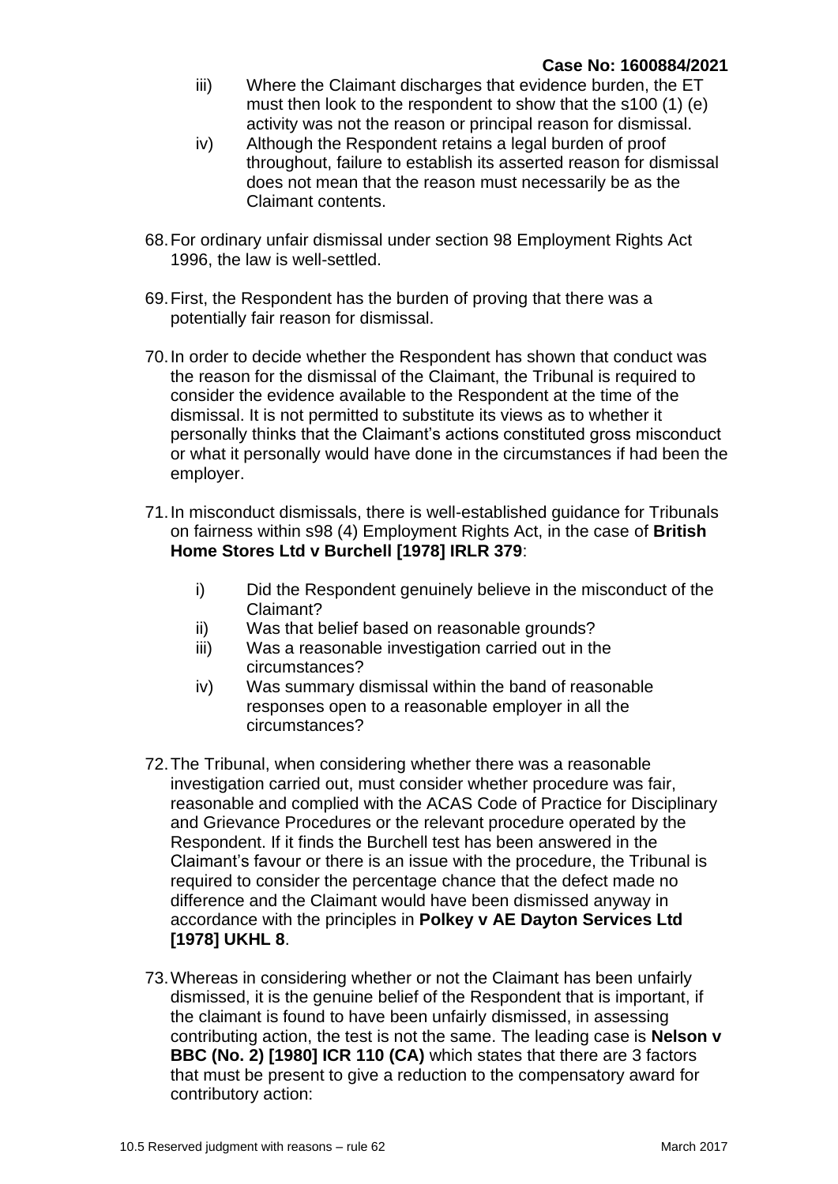iii) Where the Claimant discharges that evidence burden, the ET must then look to the respondent to show that the s100 (1) (e) activity was not the reason or principal reason for dismissal.

iv) Although the Respondent retains a legal burden of proof throughout, failure to establish its asserted reason for dismissal does not mean that the reason must necessarily be as the Claimant contents.

68. For ordinary unfair dismissal under section 98 Employment Rights Act 1996, the law is well-settled.

69. First, the Respondent has the burden of proving that there was a potentially fair reason for dismissal.

70. In order to decide whether the Respondent has shown that conduct was the reason for the dismissal of the Claimant, the Tribunal is required to consider the evidence available to the Respondent at the time of the dismissal. It is not permitted to substitute its views as to whether it personally thinks that the Claimant's actions constituted gross misconduct or what it personally would have done in the circumstances if had been the employer.

71. In misconduct dismissals, there is well-established guidance for Tribunals on fairness within s98 (4) Employment Rights Act, in the case of **British Home Stores Ltd v Burchell [1978] IRLR 379**:

i) Did the Respondent genuinely believe in the misconduct of the Claimant?

ii) Was that belief based on reasonable grounds?

iii) Was a reasonable investigation carried out in the circumstances?

iv) Was summary dismissal within the band of reasonable responses open to a reasonable employer in all the circumstances?

72. The Tribunal, when considering whether there was a reasonable investigation carried out, must consider whether procedure was fair, reasonable and complied with the ACAS Code of Practice for Disciplinary and Grievance Procedures or the relevant procedure operated by the Respondent. If it finds the Burchell test has been answered in the Claimant's favour or there is an issue with the procedure, the Tribunal is required to consider the percentage chance that the defect made no difference and the Claimant would have been dismissed anyway in accordance with the principles in **Polkey v AE Dayton Services Ltd [1978] UKHL 8**.

73. Whereas in considering whether or not the Claimant has been unfairly dismissed, it is the genuine belief of the Respondent that is important, if the claimant is found to have been unfairly dismissed, in assessing contributing action, the test is not the same. The leading case is **Nelson v BBC (No. 2) [1980] ICR 110 (CA)** which states that there are 3 factors that must be present to give a reduction to the compensatory award for contributory action: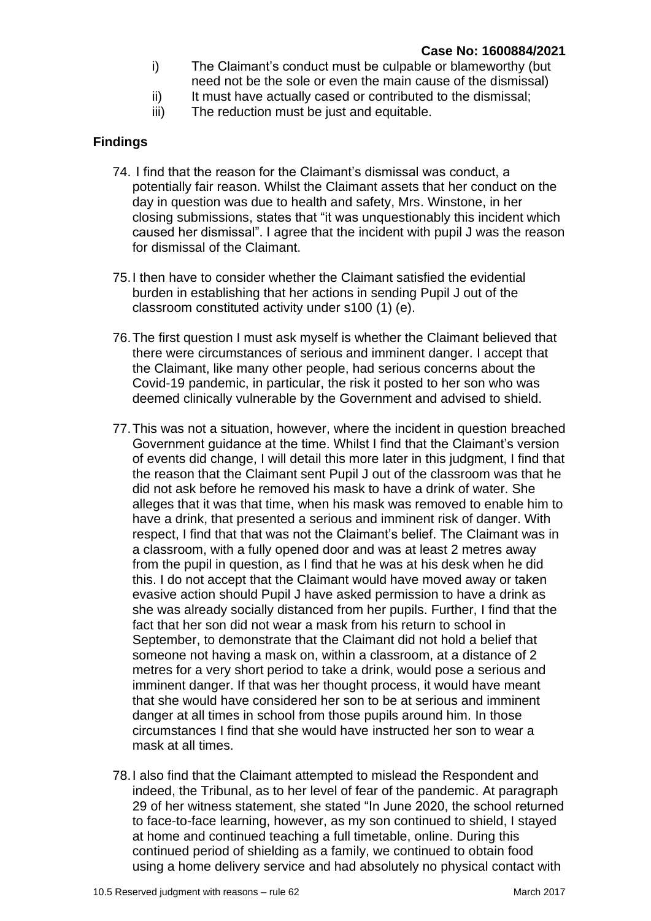i) The Claimant's conduct must be culpable or blameworthy (but need not be the sole or even the main cause of the dismissal)
ii) It must have actually cased or contributed to the dismissal;
iii) The reduction must be just and equitable.

## Findings

74. I find that the reason for the Claimant's dismissal was conduct, a potentially fair reason. Whilst the Claimant assets that her conduct on the day in question was due to health and safety, Mrs. Winstone, in her closing submissions, states that "it was unquestionably this incident which caused her dismissal". I agree that the incident with pupil J was the reason for dismissal of the Claimant.

75. I then have to consider whether the Claimant satisfied the evidential burden in establishing that her actions in sending Pupil J out of the classroom constituted activity under s100 (1) (e).

76. The first question I must ask myself is whether the Claimant believed that there were circumstances of serious and imminent danger. I accept that the Claimant, like many other people, had serious concerns about the Covid-19 pandemic, in particular, the risk it posted to her son who was deemed clinically vulnerable by the Government and advised to shield.

77. This was not a situation, however, where the incident in question breached Government guidance at the time. Whilst I find that the Claimant's version of events did change, I will detail this more later in this judgment, I find that the reason that the Claimant sent Pupil J out of the classroom was that he did not ask before he removed his mask to have a drink of water. She alleges that it was that time, when his mask was removed to enable him to have a drink, that presented a serious and imminent risk of danger. With respect, I find that was not the Claimant's belief. The Claimant was in a classroom, with a fully opened door and was at least 2 metres away from the pupil in question, as I find that he was at his desk when he did this. I do not accept that the Claimant would have moved away or taken evasive action should Pupil J have asked permission to have a drink as she was already socially distanced from her pupils. Further, I find that the fact that her son did not wear a mask from his return to school in September, to demonstrate that the Claimant did not hold a belief that someone not having a mask on, within a classroom, at a distance of 2 metres for a very short period to take a drink, would pose a serious and imminent danger. If that was her thought process, it would have meant that she would have considered her son to be at serious and imminent danger at all times in school from those pupils around him. In those circumstances I find that she would have instructed her son to wear a mask at all times.

78. I also find that the Claimant attempted to mislead the Respondent and indeed, the Tribunal, as to her level of fear of the pandemic. At paragraph 29 of her witness statement, she stated "In June 2020, the school returned to face-to-face learning, however, as my son continued to shield, I stayed at home and continued teaching a full timetable, online. During this continued period of shielding as a family, we continued to obtain food using a home delivery service and had absolutely no physical contact with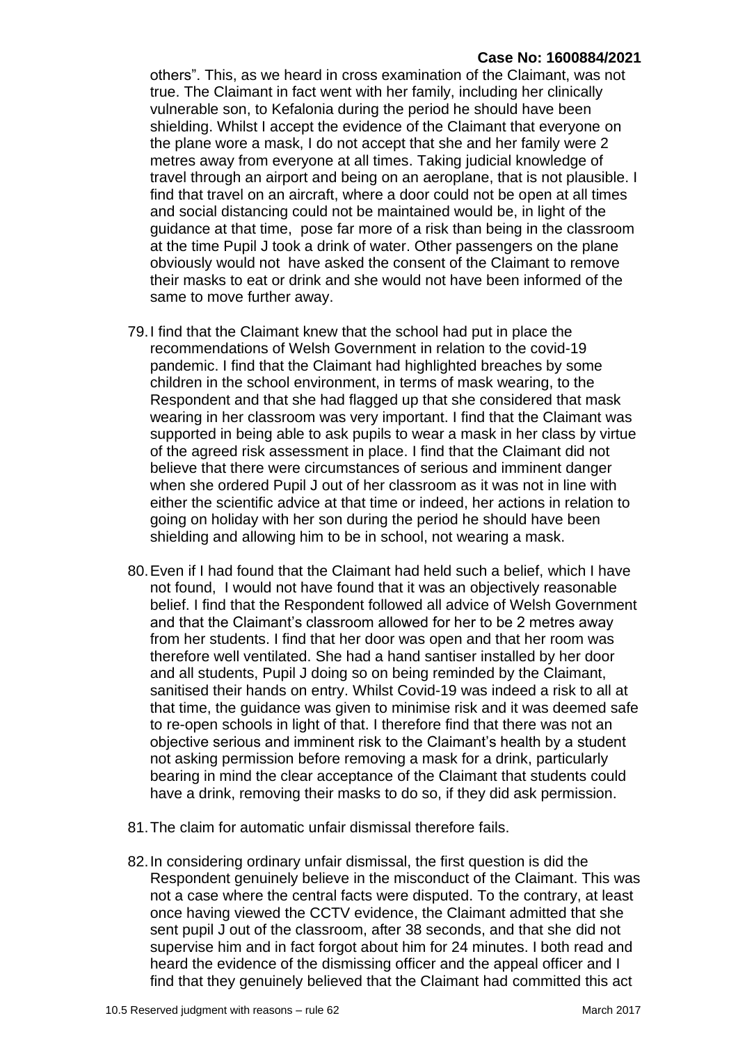others". This, as we heard in cross examination of the Claimant, was not true. The Claimant in fact went with her family, including her clinically vulnerable son, to Kefalonia during the period he should have been shielding. Whilst I accept the evidence of the Claimant that everyone on the plane wore a mask, I do not accept that she and her family were 2 metres away from everyone at all times. Taking judicial knowledge of travel through an airport and being on an aeroplane, that is not plausible. I find that travel on an aircraft, where a door could not be open at all times and social distancing could not be maintained would be, in light of the guidance at that time, pose far more of a risk than being in the classroom at the time Pupil J took a drink of water. Other passengers on the plane obviously would not have asked the consent of the Claimant to remove their masks to eat or drink and she would not have been informed of the same to move further away.

79. I find that the Claimant knew that the school had put in place the recommendations of Welsh Government in relation to the covid-19 pandemic. I find that the Claimant had highlighted breaches by some children in the school environment, in terms of mask wearing, to the Respondent and that she had flagged up that she considered that mask wearing in her classroom was very important. I find that the Claimant was supported in being able to ask pupils to wear a mask in her class by virtue of the agreed risk assessment in place. I find that the Claimant did not believe that there were circumstances of serious and imminent danger when she ordered Pupil J out of her classroom as it was not in line with either the scientific advice at that time or indeed, her actions in relation to going on holiday with her son during the period he should have been shielding and allowing him to be in school, not wearing a mask.

80. Even if I had found that the Claimant had held such a belief, which I have not found, I would not have found that it was an objectively reasonable belief. I find that the Respondent followed all advice of Welsh Government and that the Claimant's classroom allowed for her to be 2 metres away from her students. I find that her door was open and that her room was therefore well ventilated. She had a hand santiser installed by her door and all students, Pupil J doing so on being reminded by the Claimant, sanitised their hands on entry. Whilst Covid-19 was indeed a risk to all at that time, the guidance was given to minimise risk and it was deemed safe to re-open schools in light of that. I therefore find that there was not an objective serious and imminent risk to the Claimant's health by a student not asking permission before removing a mask for a drink, particularly bearing in mind the clear acceptance of the Claimant that students could have a drink, removing their masks to do so, if they did ask permission.

81. The claim for automatic unfair dismissal therefore fails.

82. In considering ordinary unfair dismissal, the first question is did the Respondent genuinely believe in the misconduct of the Claimant. This was not a case where the central facts were disputed. To the contrary, at least once having viewed the CCTV evidence, the Claimant admitted that she sent pupil J out of the classroom, after 38 seconds, and that she did not supervise him and in fact forgot about him for 24 minutes. I both read and heard the evidence of the dismissing officer and the appeal officer and I find that they genuinely believed that the Claimant had committed this act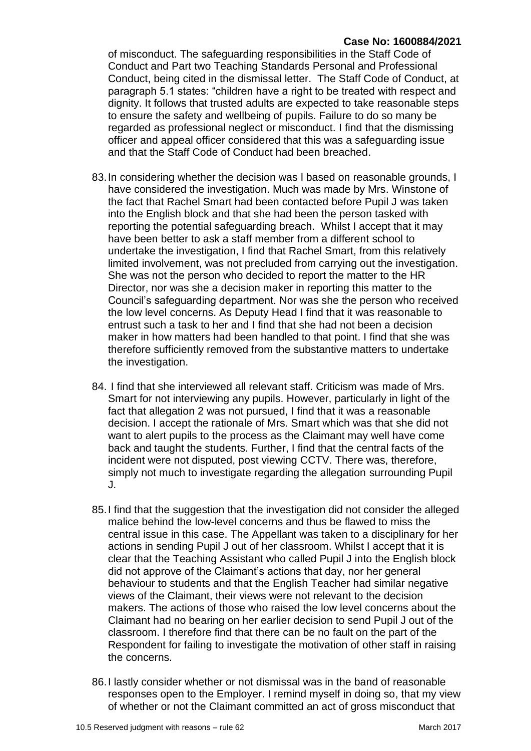of misconduct. The safeguarding responsibilities in the Staff Code of Conduct and Part two Teaching Standards Personal and Professional Conduct, being cited in the dismissal letter. The Staff Code of Conduct, at paragraph 5.1 states: "children have a right to be treated with respect and dignity. It follows that trusted adults are expected to take reasonable steps to ensure the safety and wellbeing of pupils. Failure to do so many be regarded as professional neglect or misconduct. I find that the dismissing officer and appeal officer considered that this was a safeguarding issue and that the Staff Code of Conduct had been breached.

83. In considering whether the decision was l based on reasonable grounds, I have considered the investigation. Much was made by Mrs. Winstone of the fact that Rachel Smart had been contacted before Pupil J was taken into the English block and that she had been the person tasked with reporting the potential safeguarding breach. Whilst I accept that it may have been better to ask a staff member from a different school to undertake the investigation, I find that Rachel Smart, from this relatively limited involvement, was not precluded from carrying out the investigation. She was not the person who decided to report the matter to the HR Director, nor was she a decision maker in reporting this matter to the Council's safeguarding department. Nor was she the person who received the low level concerns. As Deputy Head I find that it was reasonable to entrust such a task to her and I find that she had not been a decision maker in how matters had been handled to that point. I find that she was therefore sufficiently removed from the substantive matters to undertake the investigation.

84. I find that she interviewed all relevant staff. Criticism was made of Mrs. Smart for not interviewing any pupils. However, particularly in light of the fact that allegation 2 was not pursued, I find that it was a reasonable decision. I accept the rationale of Mrs. Smart which was that she did not want to alert pupils to the process as the Claimant may well have come back and taught the students. Further, I find that the central facts of the incident were not disputed, post viewing CCTV. There was, therefore, simply not much to investigate regarding the allegation surrounding Pupil J.

85. I find that the suggestion that the investigation did not consider the alleged malice behind the low-level concerns and thus be flawed to miss the central issue in this case. The Appellant was taken to a disciplinary for her actions in sending Pupil J out of her classroom. Whilst I accept that it is clear that the Teaching Assistant who called Pupil J into the English block did not approve of the Claimant's actions that day, nor her general behaviour to students and that the English Teacher had similar negative views of the Claimant, their views were not relevant to the decision makers. The actions of those who raised the low level concerns about the Claimant had no bearing on her earlier decision to send Pupil J out of the classroom. I therefore find that there can be no fault on the part of the Respondent for failing to investigate the motivation of other staff in raising the concerns.

86. I lastly consider whether or not dismissal was in the band of reasonable responses open to the Employer. I remind myself in doing so, that my view of whether or not the Claimant committed an act of gross misconduct that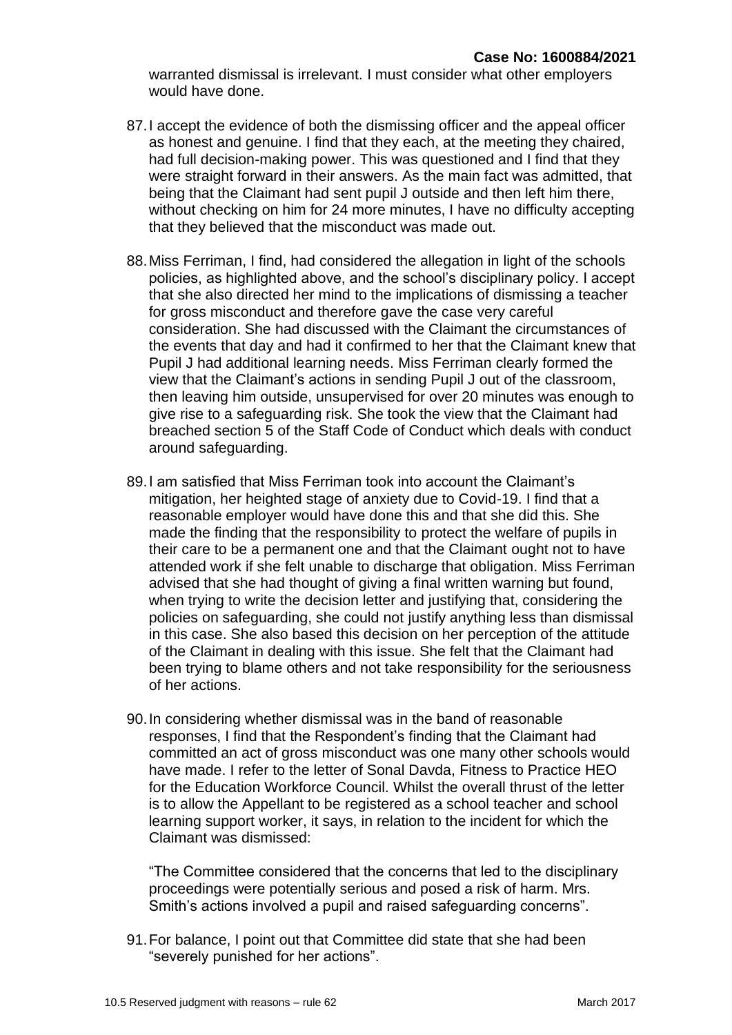warranted dismissal is irrelevant. I must consider what other employers would have done.

87. I accept the evidence of both the dismissing officer and the appeal officer as honest and genuine. I find that they each, at the meeting they chaired, had full decision-making power. This was questioned and I find that they were straight forward in their answers. As the main fact was admitted, that being that the Claimant had sent pupil J outside and then left him there, without checking on him for 24 more minutes, I have no difficulty accepting that they believed that the misconduct was made out.

88. Miss Ferriman, I find, had considered the allegation in light of the schools policies, as highlighted above, and the school's disciplinary policy. I accept that she also directed her mind to the implications of dismissing a teacher for gross misconduct and therefore gave the case very careful consideration. She had discussed with the Claimant the circumstances of the events that day and had it confirmed to her that the Claimant knew that Pupil J had additional learning needs. Miss Ferriman clearly formed the view that the Claimant's actions in sending Pupil J out of the classroom, then leaving him outside, unsupervised for over 20 minutes was enough to give rise to a safeguarding risk. She took the view that the Claimant had breached section 5 of the Staff Code of Conduct which deals with conduct around safeguarding.

89. I am satisfied that Miss Ferriman took into account the Claimant's mitigation, her heighted stage of anxiety due to Covid-19. I find that a reasonable employer would have done this and that she did this. She made the finding that the responsibility to protect the welfare of pupils in their care to be a permanent one and that the Claimant ought not to have attended work if she felt unable to discharge that obligation. Miss Ferriman advised that she had thought of giving a final written warning but found, when trying to write the decision letter and justifying that, considering the policies on safeguarding, she could not justify anything less than dismissal in this case. She also based this decision on her perception of the attitude of the Claimant in dealing with this issue. She felt that the Claimant had been trying to blame others and not take responsibility for the seriousness of her actions.

90. In considering whether dismissal was in the band of reasonable responses, I find that the Respondent's finding that the Claimant had committed an act of gross misconduct was one many other schools would have made. I refer to the letter of Sonal Davda, Fitness to Practice HEO for the Education Workforce Council. Whilst the overall thrust of the letter is to allow the Appellant to be registered as a school teacher and school learning support worker, it says, in relation to the incident for which the Claimant was dismissed:

   "The Committee considered that the concerns that led to the disciplinary proceedings were potentially serious and posed a risk of harm. Mrs. Smith's actions involved a pupil and raised safeguarding concerns".

91. For balance, I point out that Committee did state that she had been "severely punished for her actions".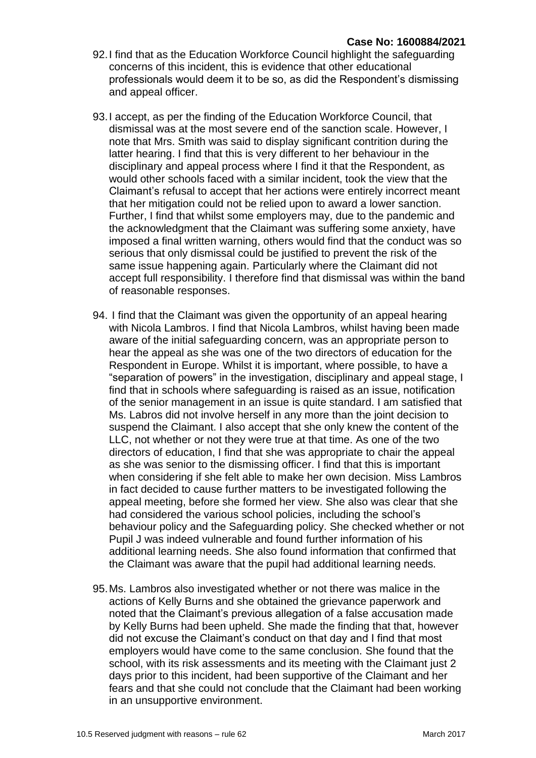92. I find that as the Education Workforce Council highlight the safeguarding concerns of this incident, this is evidence that other educational professionals would deem it to be so, as did the Respondent's dismissing and appeal officer.

93. I accept, as per the finding of the Education Workforce Council, that dismissal was at the most severe end of the sanction scale. However, I note that Mrs. Smith was said to display significant contrition during the latter hearing. I find that this is very different to her behaviour in the disciplinary and appeal process where I find it that the Respondent, as would other schools faced with a similar incident, took the view that the Claimant's refusal to accept that her actions were entirely incorrect meant that her mitigation could not be relied upon to award a lower sanction. Further, I find that whilst some employers may, due to the pandemic and the acknowledgment that the Claimant was suffering some anxiety, have imposed a final written warning, others would find that the conduct was so serious that only dismissal could be justified to prevent the risk of the same issue happening again. Particularly where the Claimant did not accept full responsibility. I therefore find that dismissal was within the band of reasonable responses.

94. I find that the Claimant was given the opportunity of an appeal hearing with Nicola Lambros. I find that Nicola Lambros, whilst having been made aware of the initial safeguarding concern, was an appropriate person to hear the appeal as she was one of the two directors of education for the Respondent in Europe. Whilst it is important, where possible, to have a "separation of powers" in the investigation, disciplinary and appeal stage, I find that in schools where safeguarding is raised as an issue, notification of the senior management in an issue is quite standard. I am satisfied that Ms. Labros did not involve herself in any more than the joint decision to suspend the Claimant. I also accept that she only knew the content of the LLC, not whether or not they were true at that time. As one of the two directors of education, I find that she was appropriate to chair the appeal as she was senior to the dismissing officer. I find that this is important when considering if she felt able to make her own decision. Miss Lambros in fact decided to cause further matters to be investigated following the appeal meeting, before she formed her view. She also was clear that she had considered the various school policies, including the school's behaviour policy and the Safeguarding policy. She checked whether or not Pupil J was indeed vulnerable and found further information of his additional learning needs. She also found information that confirmed that the Claimant was aware that the pupil had additional learning needs.

95. Ms. Lambros also investigated whether or not there was malice in the actions of Kelly Burns and she obtained the grievance paperwork and noted that the Claimant's previous allegation of a false accusation made by Kelly Burns had been upheld. She made the finding that that, however did not excuse the Claimant's conduct on that day and I find that most employers would have come to the same conclusion. She found that the school, with its risk assessments and its meeting with the Claimant just 2 days prior to this incident, had been supportive of the Claimant and her fears and that she could not conclude that the Claimant had been working in an unsupportive environment.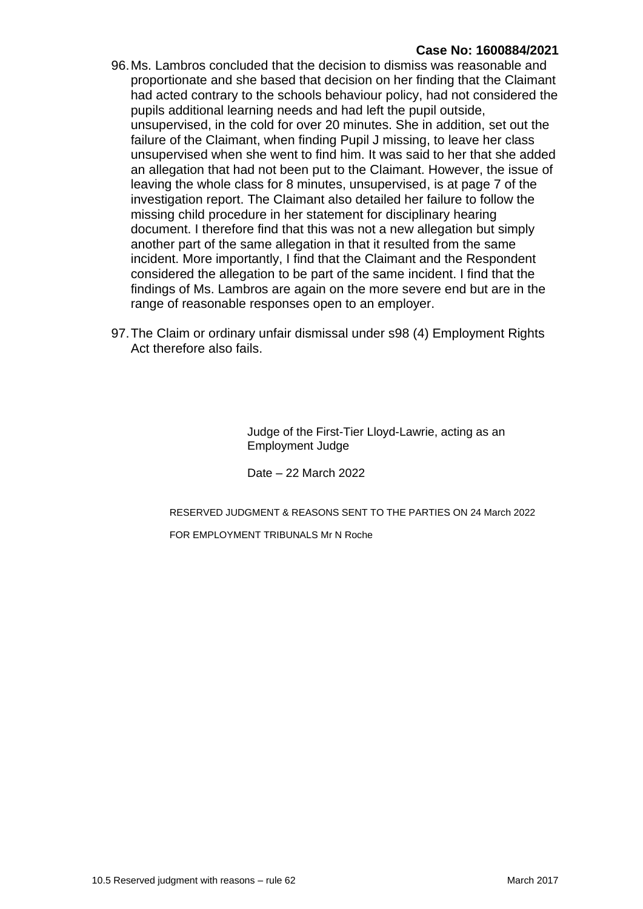96. Ms. Lambros concluded that the decision to dismiss was reasonable and proportionate and she based that decision on her finding that the Claimant had acted contrary to the schools behaviour policy, had not considered the pupils additional learning needs and had left the pupil outside, unsupervised, in the cold for over 20 minutes. She in addition, set out the failure of the Claimant, when finding Pupil J missing, to leave her class unsupervised when she went to find him. It was said to her that she added an allegation that had not been put to the Claimant. However, the issue of leaving the whole class for 8 minutes, unsupervised, is at page 7 of the investigation report. The Claimant also detailed her failure to follow the missing child procedure in her statement for disciplinary hearing document. I therefore find that this was not a new allegation but simply another part of the same allegation in that it resulted from the same incident. More importantly, I find that the Claimant and the Respondent considered the allegation to be part of the same incident. I find that the findings of Ms. Lambros are again on the more severe end but are in the range of reasonable responses open to an employer.

97. The Claim or ordinary unfair dismissal under s98 (4) Employment Rights Act therefore also fails.

Judge of the First-Tier Lloyd-Lawrie, acting as an Employment Judge

Date – 22 March 2022

RESERVED JUDGMENT & REASONS SENT TO THE PARTIES ON 24 March 2022

FOR EMPLOYMENT TRIBUNALS Mr N Roche